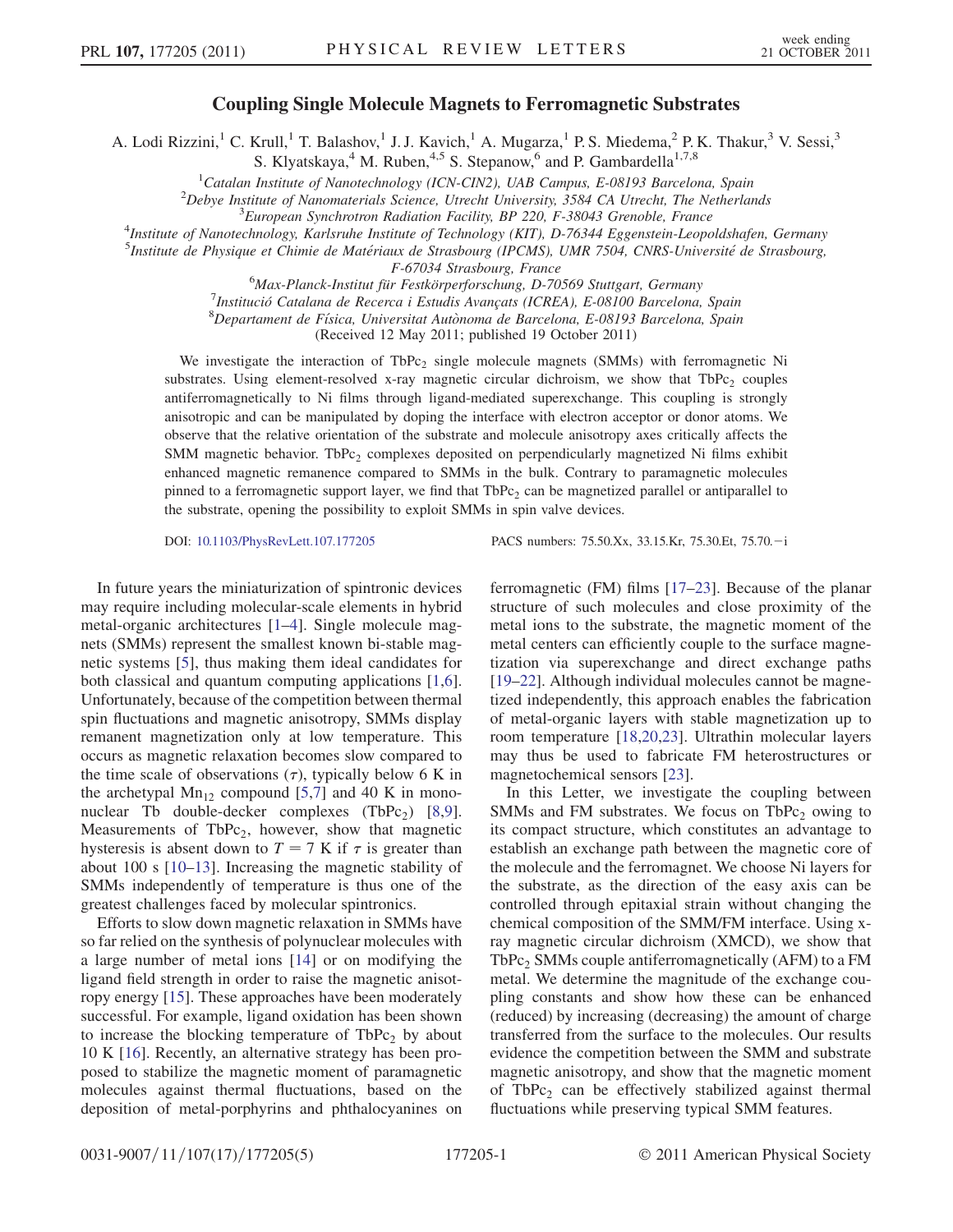# Coupling Single Molecule Magnets to Ferromagnetic Substrates

A. Lodi Rizzini,[1] C. Krull,[1] T. Balashov,[1] J. J. Kavich,[1] A. Mugarza,[1] P. S. Miedema,[2] P. K. Thakur,[3] V. Sessi,[3] S. Klyatskaya,[4] M. Ruben,[4,5] S. Stepanow,[6] and P. Gambardella[1,7,8]

[1]Catalan Institute of Nanotechnology (ICN-CIN2), UAB Campus, E-08193 Barcelona, Spain
[2]Debye Institute of Nanomaterials Science, Utrecht University, 3584 CA Utrecht, The Netherlands
[3]European Synchrotron Radiation Facility, BP 220, F-38043 Grenoble, France
[4]Institute of Nanotechnology, Karlsruhe Institute of Technology (KIT), D-76344 Eggenstein-Leopoldshafen, Germany
[5]Institute de Physique et Chimie de Matériaux de Strasbourg (IPCMS), UMR 7504, CNRS-Université de Strasbourg, F-67034 Strasbourg, France
[6]Max-Planck-Institut für Festkörperforschung, D-70569 Stuttgart, Germany
[7]Institució Catalana de Recerca i Estudis Avançats (ICREA), E-08100 Barcelona, Spain
[8]Departament de Física, Universitat Autònoma de Barcelona, E-08193 Barcelona, Spain

(Received 12 May 2011; published 19 October 2011)

We investigate the interaction of $TbPc_2$ single molecule magnets (SMMs) with ferromagnetic Ni substrates. Using element-resolved x-ray magnetic circular dichroism, we show that $TbPc_2$ couples antiferromagnetically to Ni films through ligand-mediated superexchange. This coupling is strongly anisotropic and can be manipulated by doping the interface with electron acceptor or donor atoms. We observe that the relative orientation of the substrate and molecule anisotropy axes critically affects the SMM magnetic behavior. $TbPc_2$ complexes deposited on perpendicularly magnetized Ni films exhibit enhanced magnetic remanence compared to SMMs in the bulk. Contrary to paramagnetic molecules pinned to a ferromagnetic support layer, we find that $TbPc_2$ can be magnetized parallel or antiparallel to the substrate, opening the possibility to exploit SMMs in spin valve devices.

DOI: 10.1103/PhysRevLett.107.177205 PACS numbers: 75.50.Xx, 33.15.Kr, 75.30.Et, 75.70.−i

In future years the miniaturization of spintronic devices may require including molecular-scale elements in hybrid metal-organic architectures [1–4]. Single molecule magnets (SMMs) represent the smallest known bi-stable magnetic systems [5], thus making them ideal candidates for both classical and quantum computing applications [1,6]. Unfortunately, because of the competition between thermal spin fluctuations and magnetic anisotropy, SMMs display remanent magnetization only at low temperature. This occurs as magnetic relaxation becomes slow compared to the time scale of observations ($\tau$), typically below 6 K in the archetypal $Mn_{12}$ compound [5,7] and 40 K in mononuclear Tb double-decker complexes ($TbPc_2$) [8,9]. Measurements of $TbPc_2$, however, show that magnetic hysteresis is absent down to $T = 7$ K if $\tau$ is greater than about 100 s [10–13]. Increasing the magnetic stability of SMMs independently of temperature is thus one of the greatest challenges faced by molecular spintronics.

Efforts to slow down magnetic relaxation in SMMs have so far relied on the synthesis of polynuclear molecules with a large number of metal ions [14] or on modifying the ligand field strength in order to raise the magnetic anisotropy energy [15]. These approaches have been moderately successful. For example, ligand oxidation has been shown to increase the blocking temperature of $TbPc_2$ by about 10 K [16]. Recently, an alternative strategy has been proposed to stabilize the magnetic moment of paramagnetic molecules against thermal fluctuations, based on the deposition of metal-porphyrins and phthalocyanines on ferromagnetic (FM) films [17–23]. Because of the planar structure of such molecules and close proximity of the metal ions to the substrate, the magnetic moment of the metal centers can efficiently couple to the surface magnetization via superexchange and direct exchange paths [19–22]. Although individual molecules cannot be magnetized independently, this approach enables the fabrication of metal-organic layers with stable magnetization up to room temperature [18,20,23]. Ultrathin molecular layers may thus be used to fabricate FM heterostructures or magnetochemical sensors [23].

In this Letter, we investigate the coupling between SMMs and FM substrates. We focus on $TbPc_2$ owing to its compact structure, which constitutes an advantage to establish an exchange path between the magnetic core of the molecule and the ferromagnet. We choose Ni layers for the substrate, as the direction of the easy axis can be controlled through epitaxial strain without changing the chemical composition of the SMM/FM interface. Using x-ray magnetic circular dichroism (XMCD), we show that $TbPc_2$ SMMs couple antiferromagnetically (AFM) to a FM metal. We determine the magnitude of the exchange coupling constants and show how these can be enhanced (reduced) by increasing (decreasing) the amount of charge transferred from the surface to the molecules. Our results evidence the competition between the SMM and substrate magnetic anisotropy, and show that the magnetic moment of $TbPc_2$ can be effectively stabilized against thermal fluctuations while preserving typical SMM features.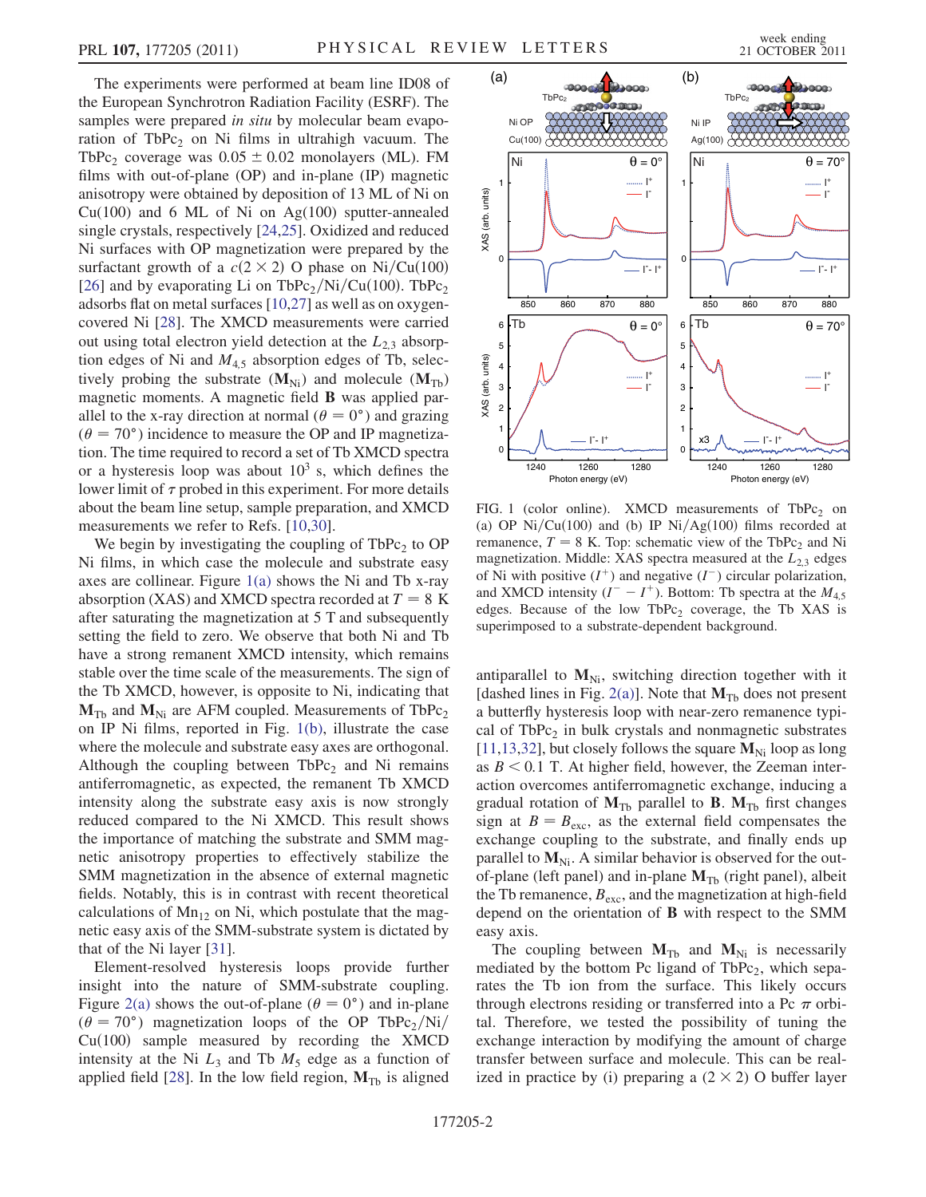The experiments were performed at beam line ID08 of the European Synchrotron Radiation Facility (ESRF). The samples were prepared *in situ* by molecular beam evaporation of $TbPc_2$ on Ni films in ultrahigh vacuum. The $TbPc_2$ coverage was $0.05 \pm 0.02$ monolayers (ML). FM films with out-of-plane (OP) and in-plane (IP) magnetic anisotropy were obtained by deposition of 13 ML of Ni on Cu(100) and 6 ML of Ni on Ag(100) sputter-annealed single crystals, respectively [24,25]. Oxidized and reduced Ni surfaces with OP magnetization were prepared by the surfactant growth of a $c(2 \times 2)$ O phase on Ni/Cu(100) [26] and by evaporating Li on $TbPc_2$/Ni/Cu(100). $TbPc_2$ adsorbs flat on metal surfaces [10,27] as well as on oxygen-covered Ni [28]. The XMCD measurements were carried out using total electron yield detection at the $L_{2,3}$ absorption edges of Ni and $M_{4,5}$ absorption edges of Tb, selectively probing the substrate ($\mathbf{M}_{\mathrm{Ni}}$) and molecule ($\mathbf{M}_{\mathrm{Tb}}$) magnetic moments. A magnetic field $\mathbf{B}$ was applied parallel to the x-ray direction at normal ($\theta = 0°$) and grazing ($\theta = 70°$) incidence to measure the OP and IP magnetization. The time required to record a set of Tb XMCD spectra or a hysteresis loop was about $10^3$ s, which defines the lower limit of $\tau$ probed in this experiment. For more details about the beam line setup, sample preparation, and XMCD measurements we refer to Refs. [10,30].

We begin by investigating the coupling of $TbPc_2$ to OP Ni films, in which case the molecule and substrate easy axes are collinear. Figure 1(a) shows the Ni and Tb x-ray absorption (XAS) and XMCD spectra recorded at $T = 8$ K after saturating the magnetization at 5 T and subsequently setting the field to zero. We observe that both Ni and Tb have a strong remanent XMCD intensity, which remains stable over the time scale of the measurements. The sign of the Tb XMCD, however, is opposite to Ni, indicating that $\mathbf{M}_{\mathrm{Tb}}$ and $\mathbf{M}_{\mathrm{Ni}}$ are AFM coupled. Measurements of $TbPc_2$ on IP Ni films, reported in Fig. 1(b), illustrate the case where the molecule and substrate easy axes are orthogonal. Although the coupling between $TbPc_2$ and Ni remains antiferromagnetic, as expected, the remanent Tb XMCD intensity along the substrate easy axis is now strongly reduced compared to the Ni XMCD. This result shows the importance of matching the substrate and SMM magnetic anisotropy properties to effectively stabilize the SMM magnetization in the absence of external magnetic fields. Notably, this is in contrast with recent theoretical calculations of $Mn_{12}$ on Ni, which postulate that the magnetic easy axis of the SMM-substrate system is dictated by that of the Ni layer [31].

Element-resolved hysteresis loops provide further insight into the nature of SMM-substrate coupling. Figure 2(a) shows the out-of-plane ($\theta = 0°$) and in-plane ($\theta = 70°$) magnetization loops of the OP $TbPc_2$/Ni/Cu(100) sample measured by recording the XMCD intensity at the Ni $L_3$ and Tb $M_5$ edge as a function of applied field [28]. In the low field region, $\mathbf{M}_{\mathrm{Tb}}$ is aligned antiparallel to $\mathbf{M}_{\mathrm{Ni}}$, switching direction together with it [dashed lines in Fig. 2(a)]. Note that $\mathbf{M}_{\mathrm{Tb}}$ does not present a butterfly hysteresis loop with near-zero remanence typical of $TbPc_2$ in bulk crystals and nonmagnetic substrates [11,13,32], but closely follows the square $\mathbf{M}_{\mathrm{Ni}}$ loop as long as $B < 0.1$ T. At higher field, however, the Zeeman interaction overcomes antiferromagnetic exchange, inducing a gradual rotation of $\mathbf{M}_{\mathrm{Tb}}$ parallel to $\mathbf{B}$. $\mathbf{M}_{\mathrm{Tb}}$ first changes sign at $B = B_{\mathrm{exc}}$, as the external field compensates the exchange coupling to the substrate, and finally ends up parallel to $\mathbf{M}_{\mathrm{Ni}}$. A similar behavior is observed for the out-of-plane (left panel) and in-plane $\mathbf{M}_{\mathrm{Tb}}$ (right panel), albeit the Tb remanence, $B_{\mathrm{exc}}$, and the magnetization at high-field depend on the orientation of $\mathbf{B}$ with respect to the SMM easy axis.

The coupling between $\mathbf{M}_{\mathrm{Tb}}$ and $\mathbf{M}_{\mathrm{Ni}}$ is necessarily mediated by the bottom Pc ligand of $TbPc_2$, which separates the Tb ion from the surface. This likely occurs through electrons residing or transferred into a Pc $\pi$ orbital. Therefore, we tested the possibility of tuning the exchange interaction by modifying the amount of charge transfer between surface and molecule. This can be realized in practice by (i) preparing a $(2 \times 2)$ O buffer layer

FIG. 1 (color online). XMCD measurements of $TbPc_2$ on (a) OP Ni/Cu(100) and (b) IP Ni/Ag(100) films recorded at remanence, $T = 8$ K. Top: schematic view of the $TbPc_2$ and Ni magnetization. Middle: XAS spectra measured at the $L_{2,3}$ edges of Ni with positive ($I^+$) and negative ($I^-$) circular polarization, and XMCD intensity ($I^- - I^+$). Bottom: Tb spectra at the $M_{4,5}$ edges. Because of the low $TbPc_2$ coverage, the Tb XAS is superimposed to a substrate-dependent background.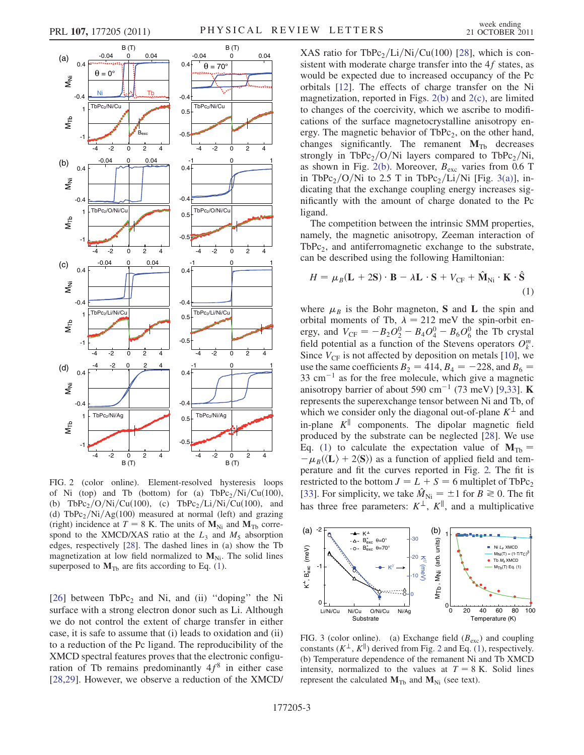FIG. 2 (color online). Element-resolved hysteresis loops of Ni (top) and Tb (bottom) for (a) $TbPc_2$/Ni/Cu(100), (b) $TbPc_2$/O/Ni/Cu(100), (c) $TbPc_2$/Li/Ni/Cu(100), and (d) $TbPc_2$/Ni/Ag(100) measured at normal (left) and grazing (right) incidence at $T = 8$ K. The units of $\mathbf{M}_{Ni}$ and $\mathbf{M}_{Tb}$ correspond to the XMCD/XAS ratio at the $L_3$ and $M_5$ absorption edges, respectively [28]. The dashed lines in (a) show the Tb magnetization at low field normalized to $\mathbf{M}_{Ni}$. The solid lines superposed to $\mathbf{M}_{Tb}$ are fits according to Eq. (1).

[26] between $TbPc_2$ and Ni, and (ii) "doping" the Ni surface with a strong electron donor such as Li. Although we do not control the extent of charge transfer in either case, it is safe to assume that (i) leads to oxidation and (ii) to a reduction of the Pc ligand. The reproducibility of the XMCD spectral features proves that the electronic configuration of Tb remains predominantly $4f^8$ in either case [28,29]. However, we observe a reduction of the XMCD/XAS ratio for $TbPc_2$/Li/Ni/Cu(100) [28], which is consistent with moderate charge transfer into the $4f$ states, as would be expected due to increased occupancy of the Pc orbitals [12]. The effects of charge transfer on the Ni magnetization, reported in Figs. 2(b) and 2(c), are limited to changes of the coercivity, which we ascribe to modifications of the surface magnetocrystalline anisotropy energy. The magnetic behavior of $TbPc_2$, on the other hand, changes significantly. The remanent $\mathbf{M}_{Tb}$ decreases strongly in $TbPc_2$/O/Ni layers compared to $TbPc_2$/Ni, as shown in Fig. 2(b). Moreover, $B_{exc}$ varies from 0.6 T in $TbPc_2$/O/Ni to 2.5 T in $TbPc_2$/Li/Ni [Fig. 3(a)], indicating that the exchange coupling energy increases significantly with the amount of charge donated to the Pc ligand.

The competition between the intrinsic SMM properties, namely, the magnetic anisotropy, Zeeman interaction of $TbPc_2$, and antiferromagnetic exchange to the substrate, can be described using the following Hamiltonian:

$$H = \mu_B(\mathbf{L} + 2\mathbf{S}) \cdot \mathbf{B} - \lambda \mathbf{L} \cdot \mathbf{S} + V_{CF} + \hat{\mathbf{M}}_{Ni} \cdot \mathbf{K} \cdot \hat{\mathbf{S}} \tag{1}$$

where $\mu_B$ is the Bohr magneton, $\mathbf{S}$ and $\mathbf{L}$ the spin and orbital moments of Tb, $\lambda = 212$ meV the spin-orbit energy, and $V_{CF} = -B_2O_2^0 - B_4O_4^0 - B_6O_6^0$ the Tb crystal field potential as a function of the Stevens operators $O_k^m$. Since $V_{CF}$ is not affected by deposition on metals [10], we use the same coefficients $B_2 = 414$, $B_4 = -228$, and $B_6 = 33$ cm$^{-1}$ as for the free molecule, which give a magnetic anisotropy barrier of about 590 cm$^{-1}$ (73 meV) [9,33]. $\mathbf{K}$ represents the superexchange tensor between Ni and Tb, of which we consider only the diagonal out-of-plane $K^{\perp}$ and in-plane $K^{\parallel}$ components. The dipolar magnetic field produced by the substrate can be neglected [28]. We use Eq. (1) to calculate the expectation value of $\mathbf{M}_{Tb} = -\mu_B(\langle \mathbf{L} \rangle + 2\langle \mathbf{S} \rangle)$ as a function of applied field and temperature and fit the curves reported in Fig. 2. The fit is restricted to the bottom $J = L + S = 6$ multiplet of $TbPc_2$ [33]. For simplicity, we take $\hat{M}_{Ni} = \pm 1$ for $B \gtrless 0$. The fit has three free parameters: $K^{\perp}$, $K^{\parallel}$, and a multiplicative

FIG. 3 (color online). (a) Exchange field ($B_{exc}$) and coupling constants ($K^{\perp}$, $K^{\parallel}$) derived from Fig. 2 and Eq. (1), respectively. (b) Temperature dependence of the remanent Ni and Tb XMCD intensity, normalized to the values at $T = 8$ K. Solid lines represent the calculated $\mathbf{M}_{Tb}$ and $\mathbf{M}_{Ni}$ (see text).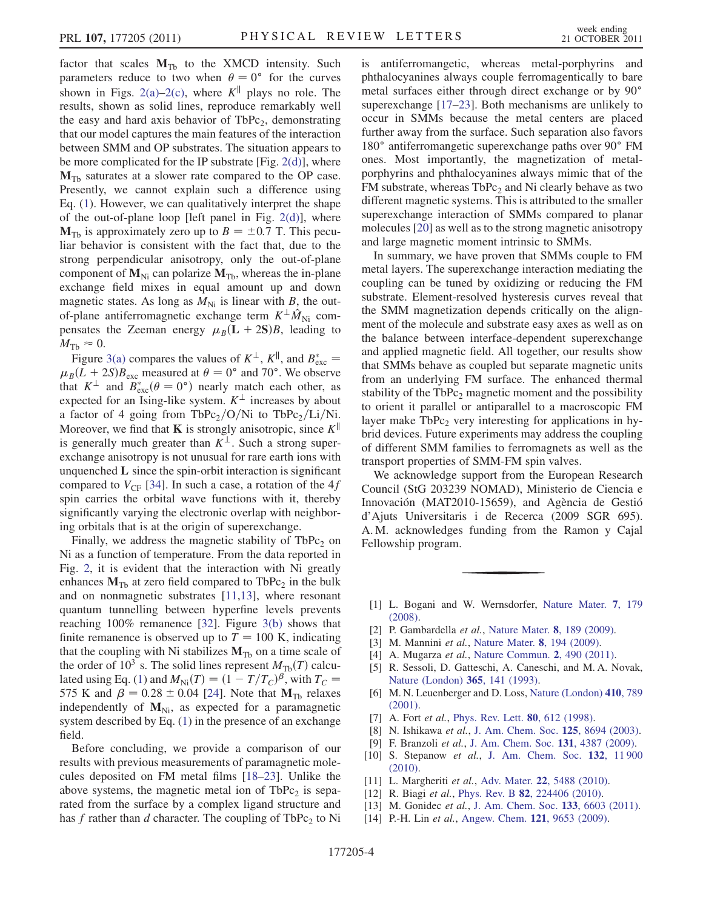factor that scales $\mathbf{M}_{\rm Tb}$ to the XMCD intensity. Such parameters reduce to two when $\theta = 0°$ for the curves shown in Figs. 2(a)–2(c), where $K^{\parallel}$ plays no role. The results, shown as solid lines, reproduce remarkably well the easy and hard axis behavior of $\rm TbPc_2$, demonstrating that our model captures the main features of the interaction between SMM and OP substrates. The situation appears to be more complicated for the IP substrate [Fig. 2(d)], where $\mathbf{M}_{\rm Tb}$ saturates at a slower rate compared to the OP case. Presently, we cannot explain such a difference using Eq. (1). However, we can qualitatively interpret the shape of the out-of-plane loop [left panel in Fig. 2(d)], where $\mathbf{M}_{\rm Tb}$ is approximately zero up to $B = \pm 0.7$ T. This peculiar behavior is consistent with the fact that, due to the strong perpendicular anisotropy, only the out-of-plane component of $\mathbf{M}_{\rm Ni}$ can polarize $\mathbf{M}_{\rm Tb}$, whereas the in-plane exchange field mixes in equal amount up and down magnetic states. As long as $M_{\rm Ni}$ is linear with $B$, the out-of-plane antiferromagnetic exchange term $K^{\perp}\hat{M}_{\rm Ni}$ compensates the Zeeman energy $\mu_B(\mathbf{L} + 2\mathbf{S})B$, leading to $M_{\rm Tb} \approx 0$.

Figure 3(a) compares the values of $K^{\perp}$, $K^{\parallel}$, and $B^*_{\rm exc} = \mu_B(L + 2S)B_{\rm exc}$ measured at $\theta = 0°$ and $70°$. We observe that $K^{\perp}$ and $B^*_{\rm exc}(\theta = 0°)$ nearly match each other, as expected for an Ising-like system. $K^{\perp}$ increases by about a factor of 4 going from $\rm TbPc_2/O/Ni$ to $\rm TbPc_2/Li/Ni$. Moreover, we find that $\mathbf{K}$ is strongly anisotropic, since $K^{\parallel}$ is generally much greater than $K^{\perp}$. Such a strong superexchange anisotropy is not unusual for rare earth ions with unquenched $\mathbf{L}$ since the spin-orbit interaction is significant compared to $V_{\rm CF}$ [34]. In such a case, a rotation of the $4f$ spin carries the orbital wave functions with it, thereby significantly varying the electronic overlap with neighboring orbitals that is at the origin of superexchange.

Finally, we address the magnetic stability of $\rm TbPc_2$ on Ni as a function of temperature. From the data reported in Fig. 2, it is evident that the interaction with Ni greatly enhances $\mathbf{M}_{\rm Tb}$ at zero field compared to $\rm TbPc_2$ in the bulk and on nonmagnetic substrates [11,13], where resonant quantum tunnelling between hyperfine levels prevents reaching 100% remanence [32]. Figure 3(b) shows that finite remanence is observed up to $T = 100$ K, indicating that the coupling with Ni stabilizes $\mathbf{M}_{\rm Tb}$ on a time scale of the order of $10^3$ s. The solid lines represent $M_{\rm Tb}(T)$ calculated using Eq. (1) and $M_{\rm Ni}(T) = (1 - T/T_C)^{\beta}$, with $T_C = 575$ K and $\beta = 0.28 \pm 0.04$ [24]. Note that $\mathbf{M}_{\rm Tb}$ relaxes independently of $\mathbf{M}_{\rm Ni}$, as expected for a paramagnetic system described by Eq. (1) in the presence of an exchange field.

Before concluding, we provide a comparison of our results with previous measurements of paramagnetic molecules deposited on FM metal films [18–23]. Unlike the above systems, the magnetic metal ion of $\rm TbPc_2$ is separated from the surface by a complex ligand structure and has $f$ rather than $d$ character. The coupling of $\rm TbPc_2$ to Ni is antiferromangetic, whereas metal-porphyrins and phthalocyanines always couple ferromagentically to bare metal surfaces either through direct exchange or by 90° superexchange [17–23]. Both mechanisms are unlikely to occur in SMMs because the metal centers are placed further away from the surface. Such separation also favors 180° antiferromangetic superexchange paths over 90° FM ones. Most importantly, the magnetization of metal-porphyrins and phthalocyanines always mimic that of the FM substrate, whereas $\rm TbPc_2$ and Ni clearly behave as two different magnetic systems. This is attributed to the smaller superexchange interaction of SMMs compared to planar molecules [20] as well as to the strong magnetic anisotropy and large magnetic moment intrinsic to SMMs.

In summary, we have proven that SMMs couple to FM metal layers. The superexchange interaction mediating the coupling can be tuned by oxidizing or reducing the FM substrate. Element-resolved hysteresis curves reveal that the SMM magnetization depends critically on the alignment of the molecule and substrate easy axes as well as on the balance between interface-dependent superexchange and applied magnetic field. All together, our results show that SMMs behave as coupled but separate magnetic units from an underlying FM surface. The enhanced thermal stability of the $\rm TbPc_2$ magnetic moment and the possibility to orient it parallel or antiparallel to a macroscopic FM layer make $\rm TbPc_2$ very interesting for applications in hybrid devices. Future experiments may address the coupling of different SMM families to ferromagnets as well as the transport properties of SMM-FM spin valves.

We acknowledge support from the European Research Council (StG 203239 NOMAD), Ministerio de Ciencia e Innovación (MAT2010-15659), and Agència de Gestió d'Ajuts Universitaris i de Recerca (2009 SGR 695). A. M. acknowledges funding from the Ramon y Cajal Fellowship program.

---

[1] L. Bogani and W. Wernsdorfer, Nature Mater. **7**, 179 (2008).
[2] P. Gambardella *et al.*, Nature Mater. **8**, 189 (2009).
[3] M. Mannini *et al.*, Nature Mater. **8**, 194 (2009).
[4] A. Mugarza *et al.*, Nature Commun. **2**, 490 (2011).
[5] R. Sessoli, D. Gatteschi, A. Caneschi, and M. A. Novak, Nature (London) **365**, 141 (1993).
[6] M. N. Leuenberger and D. Loss, Nature (London) **410**, 789 (2001).
[7] A. Fort *et al.*, Phys. Rev. Lett. **80**, 612 (1998).
[8] N. Ishikawa *et al.*, J. Am. Chem. Soc. **125**, 8694 (2003).
[9] F. Branzoli *et al.*, J. Am. Chem. Soc. **131**, 4387 (2009).
[10] S. Stepanow *et al.*, J. Am. Chem. Soc. **132**, 11 900 (2010).
[11] L. Margheriti *et al.*, Adv. Mater. **22**, 5488 (2010).
[12] R. Biagi *et al.*, Phys. Rev. B **82**, 224406 (2010).
[13] M. Gonidec *et al.*, J. Am. Chem. Soc. **133**, 6603 (2011).
[14] P.-H. Lin *et al.*, Angew. Chem. **121**, 9653 (2009).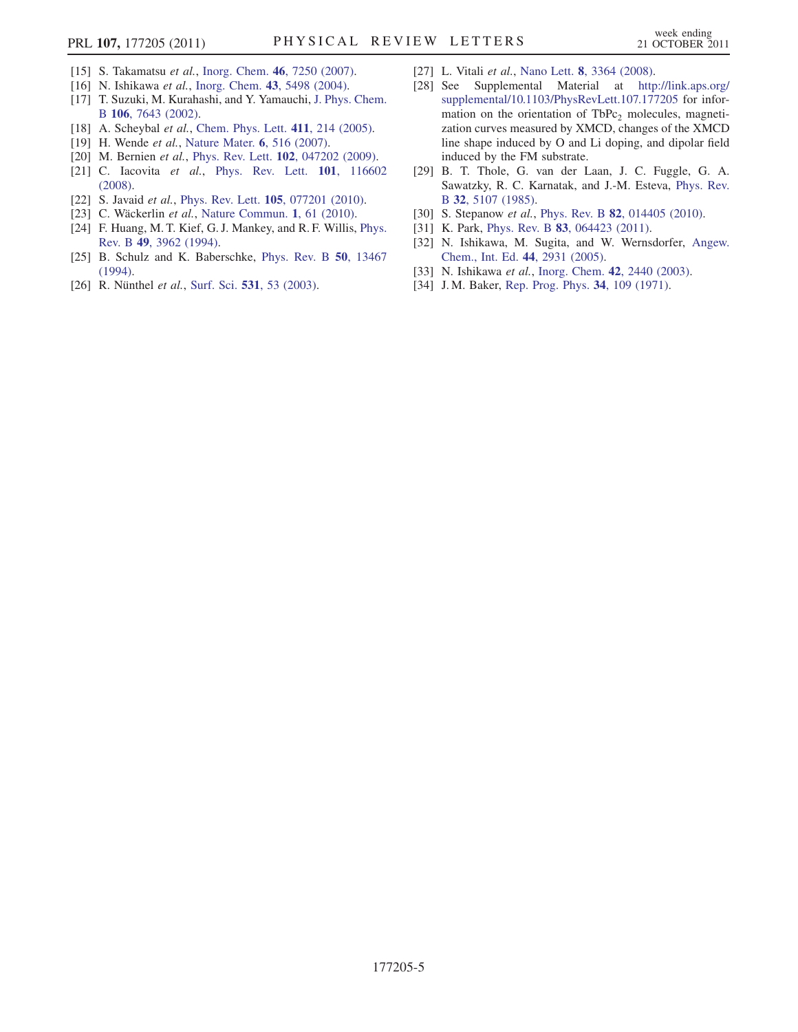[15] S. Takamatsu *et al.*, Inorg. Chem. **46**, 7250 (2007).

[16] N. Ishikawa *et al.*, Inorg. Chem. **43**, 5498 (2004).

[17] T. Suzuki, M. Kurahashi, and Y. Yamauchi, J. Phys. Chem. B **106**, 7643 (2002).

[18] A. Scheybal *et al.*, Chem. Phys. Lett. **411**, 214 (2005).

[19] H. Wende *et al.*, Nature Mater. **6**, 516 (2007).

[20] M. Bernien *et al.*, Phys. Rev. Lett. **102**, 047202 (2009).

[21] C. Iacovita *et al.*, Phys. Rev. Lett. **101**, 116602 (2008).

[22] S. Javaid *et al.*, Phys. Rev. Lett. **105**, 077201 (2010).

[23] C. Wäckerlin *et al.*, Nature Commun. **1**, 61 (2010).

[24] F. Huang, M. T. Kief, G. J. Mankey, and R. F. Willis, Phys. Rev. B **49**, 3962 (1994).

[25] B. Schulz and K. Baberschke, Phys. Rev. B **50**, 13467 (1994).

[26] R. Nünthel *et al.*, Surf. Sci. **531**, 53 (2003).

[27] L. Vitali *et al.*, Nano Lett. **8**, 3364 (2008).

[28] See Supplemental Material at http://link.aps.org/supplemental/10.1103/PhysRevLett.107.177205 for information on the orientation of $TbPc_2$ molecules, magnetization curves measured by XMCD, changes of the XMCD line shape induced by O and Li doping, and dipolar field induced by the FM substrate.

[29] B. T. Thole, G. van der Laan, J. C. Fuggle, G. A. Sawatzky, R. C. Karnatak, and J.-M. Esteva, Phys. Rev. B **32**, 5107 (1985).

[30] S. Stepanow *et al.*, Phys. Rev. B **82**, 014405 (2010).

[31] K. Park, Phys. Rev. B **83**, 064423 (2011).

[32] N. Ishikawa, M. Sugita, and W. Wernsdorfer, Angew. Chem., Int. Ed. **44**, 2931 (2005).

[33] N. Ishikawa *et al.*, Inorg. Chem. **42**, 2440 (2003).

[34] J. M. Baker, Rep. Prog. Phys. **34**, 109 (1971).